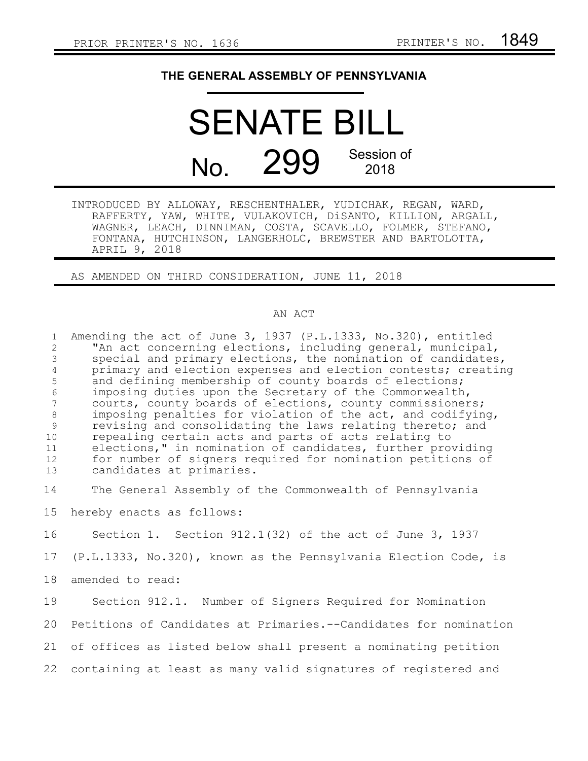PRIOR PRINTER'S NO. 1636 PRINTER'S NO. 1849

# THE GENERAL ASSEMBLY OF PENNSYLVANIA

# SENATE BILL

## No. 299 Session of 2018

INTRODUCED BY ALLOWAY, RESCHENTHALER, YUDICHAK, REGAN, WARD, RAFFERTY, YAW, WHITE, VULAKOVICH, DiSANTO, KILLION, ARGALL, WAGNER, LEACH, DINNIMAN, COSTA, SCAVELLO, FOLMER, STEFANO, FONTANA, HUTCHINSON, LANGERHOLC, BREWSTER AND BARTOLOTTA, APRIL 9, 2018

AS AMENDED ON THIRD CONSIDERATION, JUNE 11, 2018

### AN ACT

Amending the act of June 3, 1937 (P.L.1333, No.320), entitled "An act concerning elections, including general, municipal, special and primary elections, the nomination of candidates, primary and election expenses and election contests; creating and defining membership of county boards of elections; imposing duties upon the Secretary of the Commonwealth, courts, county boards of elections, county commissioners; imposing penalties for violation of the act, and codifying, revising and consolidating the laws relating thereto; and repealing certain acts and parts of acts relating to elections," in nomination of candidates, further providing for number of signers required for nomination petitions of candidates at primaries.

The General Assembly of the Commonwealth of Pennsylvania hereby enacts as follows:

Section 1. Section 912.1(32) of the act of June 3, 1937 (P.L.1333, No.320), known as the Pennsylvania Election Code, is amended to read:

Section 912.1. Number of Signers Required for Nomination Petitions of Candidates at Primaries.--Candidates for nomination of offices as listed below shall present a nominating petition containing at least as many valid signatures of registered and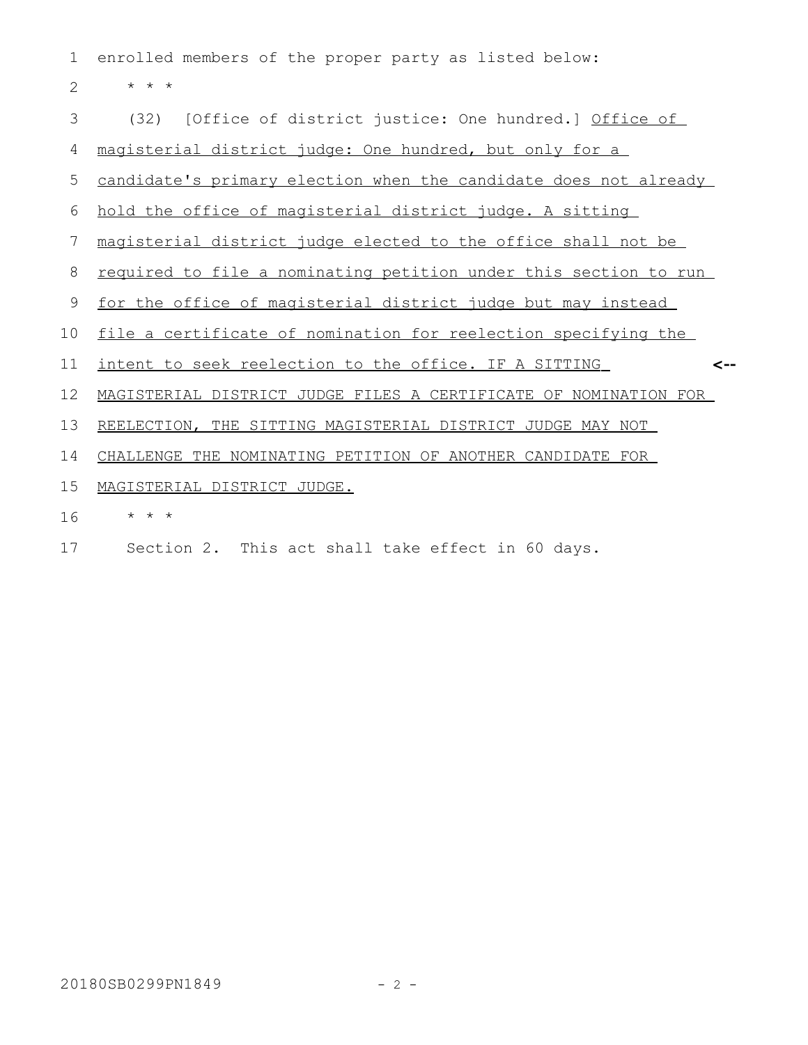enrolled members of the proper party as listed below:

\* \* \*

(32) [Office of district justice: One hundred.] Office of magisterial district judge: One hundred, but only for a candidate's primary election when the candidate does not already hold the office of magisterial district judge. A sitting magisterial district judge elected to the office shall not be required to file a nominating petition under this section to run for the office of magisterial district judge but may instead file a certificate of nomination for reelection specifying the intent to seek reelection to the office. IF A SITTING MAGISTERIAL DISTRICT JUDGE FILES A CERTIFICATE OF NOMINATION FOR REELECTION, THE SITTING MAGISTERIAL DISTRICT JUDGE MAY NOT CHALLENGE THE NOMINATING PETITION OF ANOTHER CANDIDATE FOR MAGISTERIAL DISTRICT JUDGE.

\* \* \*

Section 2. This act shall take effect in 60 days.